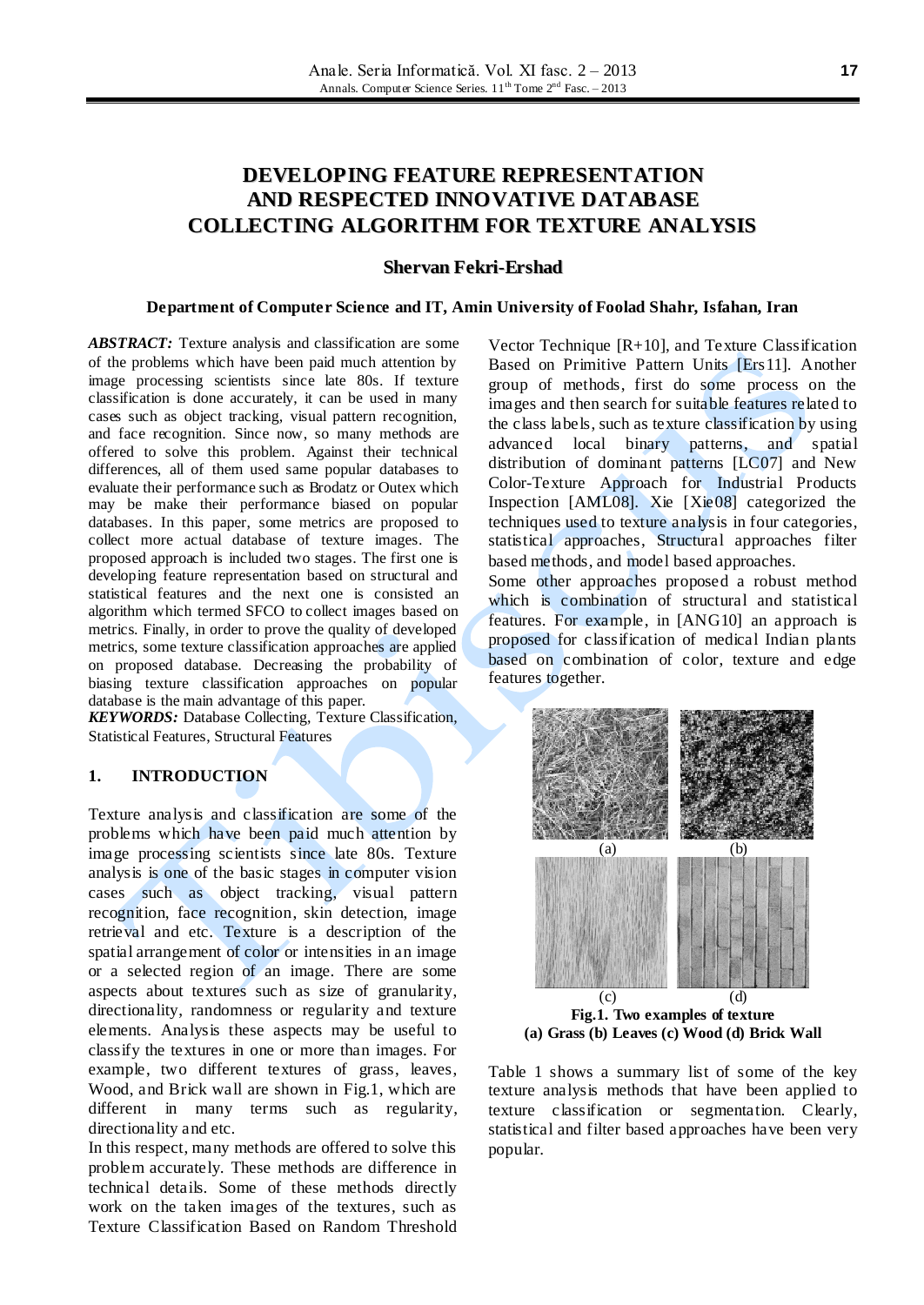# DEVELOPING FEATURE REPRESENTATION AND RESPECTED INNOVATIVE DATABASE COLLECTING ALGORITHM FOR TEXTURE ANALYSIS

**Shervan Fekri-Ershad**

**Department of Computer Science and IT, Amin University of Foolad Shahr, Isfahan, Iran**

***ABSTRACT:*** Texture analysis and classification are some of the problems which have been paid much attention by image processing scientists since late 80s. If texture classification is done accurately, it can be used in many cases such as object tracking, visual pattern recognition, and face recognition. Since now, so many methods are offered to solve this problem. Against their technical differences, all of them used same popular databases to evaluate their performance such as Brodatz or Outex which may be make their performance biased on popular databases. In this paper, some metrics are proposed to collect more actual database of texture images. The proposed approach is included two stages. The first one is developing feature representation based on structural and statistical features and the next one is consisted an algorithm which termed SFCO to collect images based on metrics. Finally, in order to prove the quality of developed metrics, some texture classification approaches are applied on proposed database. Decreasing the probability of biasing texture classification approaches on popular database is the main advantage of this paper.

***KEYWORDS:*** Database Collecting, Texture Classification, Statistical Features, Structural Features

## 1. INTRODUCTION

Texture analysis and classification are some of the problems which have been paid much attention by image processing scientists since late 80s. Texture analysis is one of the basic stages in computer vision cases such as object tracking, visual pattern recognition, face recognition, skin detection, image retrieval and etc. Texture is a description of the spatial arrangement of color or intensities in an image or a selected region of an image. There are some aspects about textures such as size of granularity, directionality, randomness or regularity and texture elements. Analysis these aspects may be useful to classify the textures in one or more than images. For example, two different textures of grass, leaves, Wood, and Brick wall are shown in Fig.1, which are different in many terms such as regularity, directionality and etc.

In this respect, many methods are offered to solve this problem accurately. These methods are difference in technical details. Some of these methods directly work on the taken images of the textures, such as Texture Classification Based on Random Threshold Vector Technique [R+10], and Texture Classification Based on Primitive Pattern Units [Ers11]. Another group of methods, first do some process on the images and then search for suitable features related to the class labels, such as texture classification by using advanced local binary patterns, and spatial distribution of dominant patterns [LC07] and New Color-Texture Approach for Industrial Products Inspection [AML08]. Xie [Xie08] categorized the techniques used to texture analysis in four categories, statistical approaches, Structural approaches, filter based methods, and model based approaches.

Some other approaches proposed a robust method which is combination of structural and statistical features. For example, in [ANG10] an approach is proposed for classification of medical Indian plants based on combination of color, texture and edge features together.

(a) (b) (c) (d)

**Fig.1. Two examples of texture**
**(a) Grass (b) Leaves (c) Wood (d) Brick Wall**

Table 1 shows a summary list of some of the key texture analysis methods that have been applied to texture classification or segmentation. Clearly, statistical and filter based approaches have been very popular.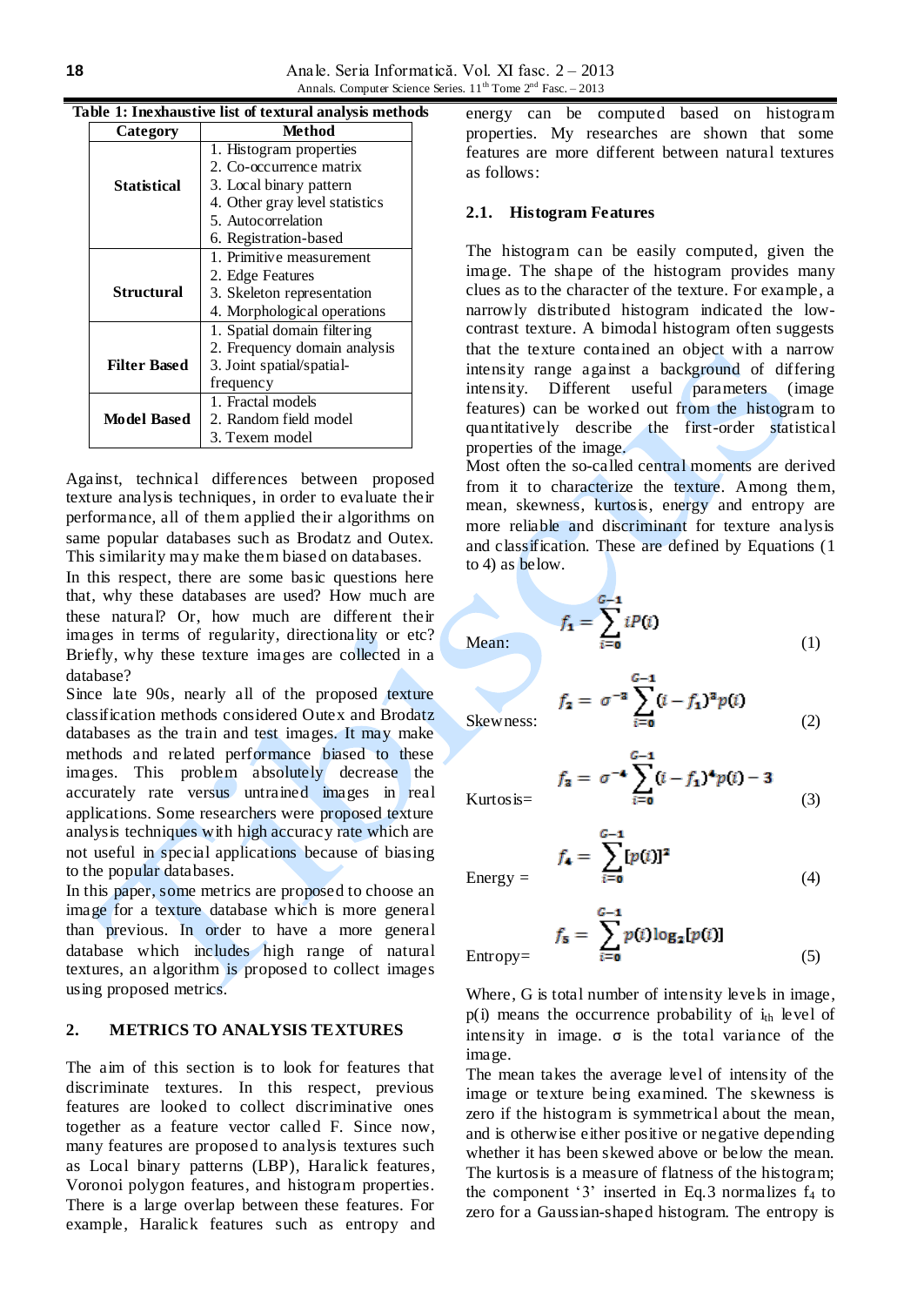**Table 1: Inexhaustive list of textural analysis methods**

| Category | Method |
|---|---|
| **Statistical** | 1. Histogram properties<br>2. Co-occurrence matrix<br>3. Local binary pattern<br>4. Other gray level statistics<br>5. Autocorrelation<br>6. Registration-based |
| **Structural** | 1. Primitive measurement<br>2. Edge Features<br>3. Skeleton representation<br>4. Morphological operations |
| **Filter Based** | 1. Spatial domain filtering<br>2. Frequency domain analysis<br>3. Joint spatial/spatial-frequency |
| **Model Based** | 1. Fractal models<br>2. Random field model<br>3. Texem model |

Against, technical differences between proposed texture analysis techniques, in order to evaluate their performance, all of them applied their algorithms on same popular databases such as Brodatz and Outex. This similarity may make them biased on databases.

In this respect, there are some basic questions here that, why these databases are used? How much are these natural? Or, how much are different their images in terms of regularity, directionality or etc? Briefly, why these texture images are collected in a database?

Since late 90s, nearly all of the proposed texture classification methods considered Outex and Brodatz databases as the train and test images. It may make methods and related performance biased to these images. This problem absolutely decrease the accurately rate versus untrained images in real applications. Some researchers were proposed texture analysis techniques with high accuracy rate which are not useful in special applications because of biasing to the popular databases.

In this paper, some metrics are proposed to choose an image for a texture database which is more general than previous. In order to have a more general database which includes high range of natural textures, an algorithm is proposed to collect images using proposed metrics.

## 2. METRICS TO ANALYSIS TEXTURES

The aim of this section is to look for features that discriminate textures. In this respect, previous features are looked to collect discriminative ones together as a feature vector called F. Since now, many features are proposed to analysis textures such as Local binary patterns (LBP), Haralick features, Voronoi polygon features, and histogram properties. There is a large overlap between these features. For example, Haralick features such as entropy and energy can be computed based on histogram properties. My researches are shown that some features are more different between natural textures as follows:

### 2.1. Histogram Features

The histogram can be easily computed, given the image. The shape of the histogram provides many clues as to the character of the texture. For example, a narrowly distributed histogram indicated the low-contrast texture. A bimodal histogram often suggests that the texture contained an object with a narrow intensity range against a background of differing intensity. Different useful parameters (image features) can be worked out from the histogram to quantitatively describe the first-order statistical properties of the image.

Most often the so-called central moments are derived from it to characterize the texture. Among them, mean, skewness, kurtosis, energy and entropy are more reliable and discriminant for texture analysis and classification. These are defined by Equations (1 to 4) as below.

Mean:
$$f_1 = \sum_{i=0}^{G-1} iP(i) \tag{1}$$

Skewness:
$$f_2 = \sigma^{-3} \sum_{i=0}^{G-1} (i - f_1)^3 p(i) \tag{2}$$

Kurtosis=
$$f_3 = \sigma^{-4} \sum_{i=0}^{G-1} (i - f_1)^4 p(i) - 3 \tag{3}$$

Energy =
$$f_4 = \sum_{i=0}^{G-1} [p(i)]^2 \tag{4}$$

Entropy=
$$f_5 = \sum_{i=0}^{G-1} p(i) \log_2[p(i)] \tag{5}$$

Where, G is total number of intensity levels in image, p(i) means the occurrence probability of $i_{th}$ level of intensity in image. σ is the total variance of the image.

The mean takes the average level of intensity of the image or texture being examined. The skewness is zero if the histogram is symmetrical about the mean, and is otherwise either positive or negative depending whether it has been skewed above or below the mean. The kurtosis is a measure of flatness of the histogram; the component '3' inserted in Eq.3 normalizes $f_4$ to zero for a Gaussian-shaped histogram. The entropy is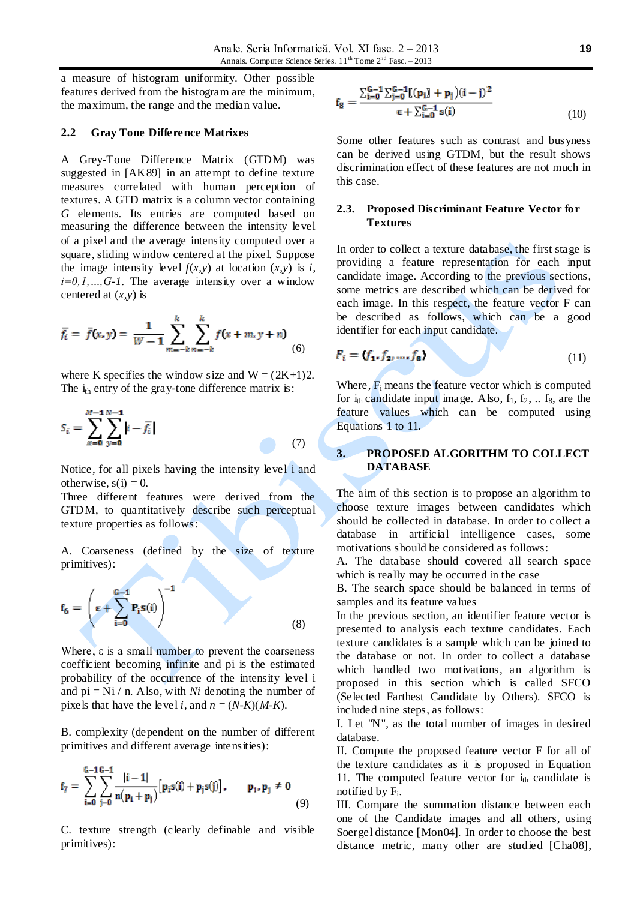a measure of histogram uniformity. Other possible features derived from the histogram are the minimum, the maximum, the range and the median value.

### 2.2 Gray Tone Difference Matrixes

A Grey-Tone Difference Matrix (GTDM) was suggested in [AK89] in an attempt to define texture measures correlated with human perception of textures. A GTD matrix is a column vector containing *G* elements. Its entries are computed based on measuring the difference between the intensity level of a pixel and the average intensity computed over a square, sliding window centered at the pixel. Suppose the image intensity level $f(x,y)$ at location $(x,y)$ is $i$, $i=0,1,\ldots,G-1$. The average intensity over a window centered at $(x,y)$ is

$$\bar{f}_i = \bar{f}(x,y) = \frac{1}{W-1}\sum_{m=-k}^{k}\sum_{n=-k}^{k} f(x+m, y+n) \tag{6}$$

where K specifies the window size and W = (2K+1)2. The $i_{th}$ entry of the gray-tone difference matrix is:

$$S_i = \sum_{x=0}^{M-1}\sum_{y=0}^{N-1} |i - \bar{f}_i| \tag{7}$$

Notice, for all pixels having the intensity level i and otherwise, s(i) = 0.

Three different features were derived from the GTDM, to quantitatively describe such perceptual texture properties as follows:

A. Coarseness (defined by the size of texture primitives):

$$f_6 = \left(\epsilon + \sum_{i=0}^{G-1} P_i s(i)\right)^{-1} \tag{8}$$

Where, ε is a small number to prevent the coarseness coefficient becoming infinite and pi is the estimated probability of the occurrence of the intensity level i and pi = Ni / n. Also, with *Ni* denoting the number of pixels that have the level *i*, and *n* = (*N-K*)(*M-K*).

B. complexity (dependent on the number of different primitives and different average intensities):

$$f_7 = \sum_{i=0}^{G-1}\sum_{j=0}^{G-1} \frac{|i-1|}{n(p_i + p_j)}\left[p_i s(i) + p_j s(j)\right], \qquad p_i . p_j \neq 0 \tag{9}$$

C. texture strength (clearly definable and visible primitives):

$$f_8 = \frac{\sum_{i=0}^{G-1}\sum_{j=0}^{G-1}\left[(p_i] + p_j\right)(i-j)^2}{\epsilon + \sum_{i=0}^{G-1} s(i)} \tag{10}$$

Some other features such as contrast and busyness can be derived using GTDM, but the result shows discrimination effect of these features are not much in this case.

### 2.3. Proposed Discriminant Feature Vector for Textures

In order to collect a texture database, the first stage is providing a feature representation for each input candidate image. According to the previous sections, some metrics are described which can be derived for each image. In this respect, the feature vector F can be described as follows, which can be a good identifier for each input candidate.

$$F_i = (f_1, f_2, \ldots, f_8) \tag{11}$$

Where, $F_i$ means the feature vector which is computed for $i_{th}$ candidate input image. Also, $f_1$, $f_2$, .. $f_8$, are the feature values which can be computed using Equations 1 to 11.

## 3. PROPOSED ALGORITHM TO COLLECT DATABASE

The aim of this section is to propose an algorithm to choose texture images between candidates which should be collected in database. In order to collect a database in artificial intelligence cases, some motivations should be considered as follows:

A. The database should covered all search space which is really may be occurred in the case

B. The search space should be balanced in terms of samples and its feature values

In the previous section, an identifier feature vector is presented to analysis each texture candidates. Each texture candidates is a sample which can be joined to the database or not. In order to collect a database which handled two motivations, an algorithm is proposed in this section which is called SFCO (Selected Farthest Candidate by Others). SFCO is included nine steps, as follows:

I. Let "N", as the total number of images in desired database.

II. Compute the proposed feature vector F for all of the texture candidates as it is proposed in Equation 11. The computed feature vector for $i_{th}$ candidate is notified by $F_i$.

III. Compare the summation distance between each one of the Candidate images and all others, using Soergel distance [Mon04]. In order to choose the best distance metric, many other are studied [Cha08],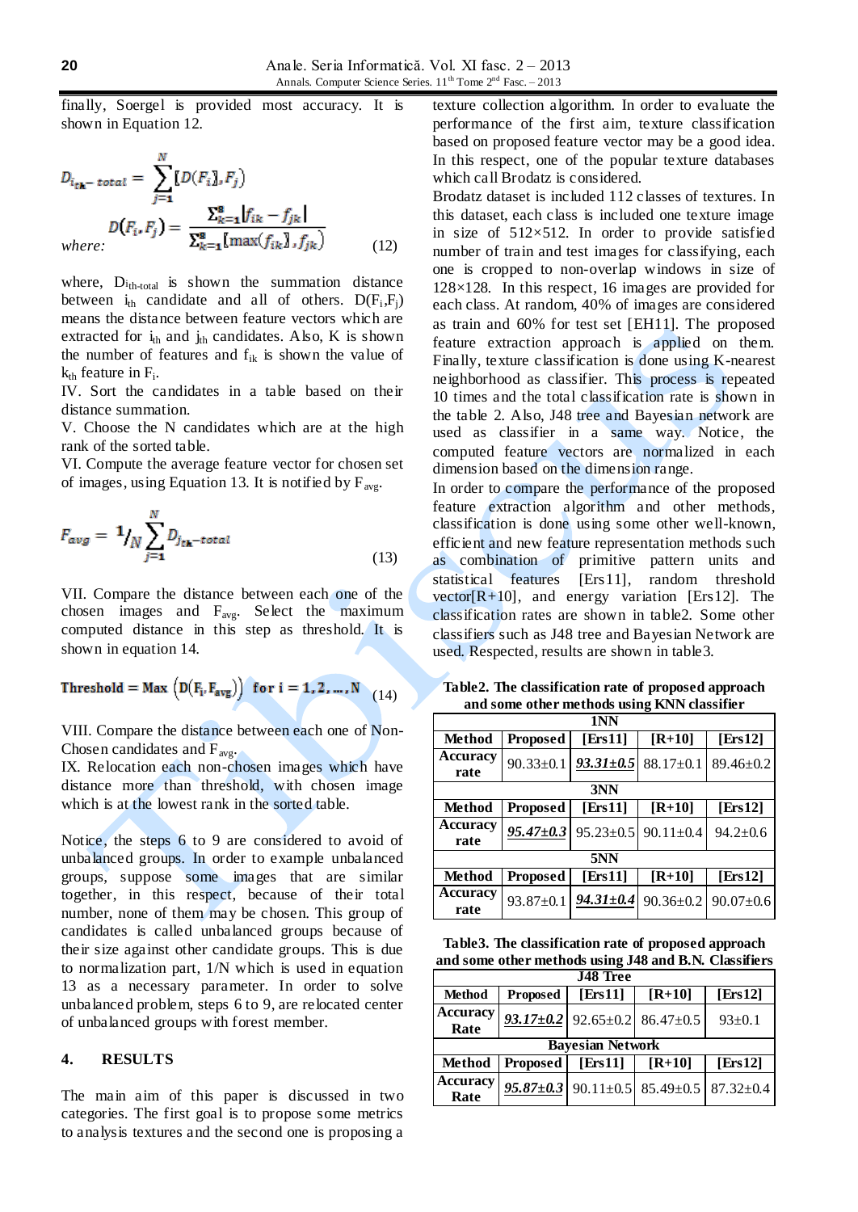finally, Soergel is provided most accuracy. It is shown in Equation 12.

$$D_{i_{th}-total} = \sum_{j=1}^{N} [D(F_i], F_j)$$

$$D(F_i, F_j) = \frac{\sum_{k=1}^{8} |f_{ik} - f_{jk}|}{\sum_{k=1}^{8} [\max(f_{ik}], f_{jk})} \qquad (12)$$

*where:*

where, $D_{ith\text{-}total}$ is shown the summation distance between $i_{th}$ candidate and all of others. $D(F_i,F_j)$ means the distance between feature vectors which are extracted for $i_{th}$ and $j_{th}$ candidates. Also, K is shown the number of features and $f_{ik}$ is shown the value of $k_{th}$ feature in $F_i$.

IV. Sort the candidates in a table based on their distance summation.

V. Choose the N candidates which are at the high rank of the sorted table.

VI. Compute the average feature vector for chosen set of images, using Equation 13. It is notified by $F_{avg}$.

$$F_{avg} = {}^{1}\!/_{N} \sum_{j=1}^{N} D_{j_{th}-total} \qquad (13)$$

VII. Compare the distance between each one of the chosen images and $F_{avg}$. Select the maximum computed distance in this step as threshold. It is shown in equation 14.

$$\text{Threshold} = \text{Max}\left(D(F_i, F_{avg})\right) \quad \text{for } i = 1, 2, \ldots, N \qquad (14)$$

VIII. Compare the distance between each one of Non-Chosen candidates and $F_{avg}$.

IX. Relocation each non-chosen images which have distance more than threshold, with chosen image which is at the lowest rank in the sorted table.

Notice, the steps 6 to 9 are considered to avoid of unbalanced groups. In order to example unbalanced groups, suppose some images that are similar together, in this respect, because of their total number, none of them may be chosen. This group of candidates is called unbalanced groups because of their size against other candidate groups. This is due to normalization part, 1/N which is used in equation 13 as a necessary parameter. In order to solve unbalanced problem, steps 6 to 9, are relocated center of unbalanced groups with forest member.

## 4. RESULTS

The main aim of this paper is discussed in two categories. The first goal is to propose some metrics to analysis textures and the second one is proposing a texture collection algorithm. In order to evaluate the performance of the first aim, texture classification based on proposed feature vector may be a good idea. In this respect, one of the popular texture databases which call Brodatz is considered.

Brodatz dataset is included 112 classes of textures. In this dataset, each class is included one texture image in size of 512×512. In order to provide satisfied number of train and test images for classifying, each one is cropped to non-overlap windows in size of 128×128. In this respect, 16 images are provided for each class. At random, 40% of images are considered as train and 60% for test set [EH11]. The proposed feature extraction approach is applied on them. Finally, texture classification is done using K-nearest neighborhood as classifier. This process is repeated 10 times and the total classification rate is shown in the table 2. Also, J48 tree and Bayesian network are used as classifier in a same way. Notice, the computed feature vectors are normalized in each dimension based on the dimension range.

In order to compare the performance of the proposed feature extraction algorithm and other methods, classification is done using some other well-known, efficient and new feature representation methods such as combination of primitive pattern units and statistical features [Ers11], random threshold vector[R+10], and energy variation [Ers12]. The classification rates are shown in table2. Some other classifiers such as J48 tree and Bayesian Network are used. Respected, results are shown in table3.

**Table2. The classification rate of proposed approach and some other methods using KNN classifier**

| 1NN | | | | |
|---|---|---|---|---|
| **Method** | **Proposed** | **[Ers11]** | **[R+10]** | **[Ers12]** |
| **Accuracy rate** | 90.33±0.1 | ***93.31±0.5*** | 88.17±0.1 | 89.46±0.2 |
| **3NN** | | | | |
| **Method** | **Proposed** | **[Ers11]** | **[R+10]** | **[Ers12]** |
| **Accuracy rate** | ***95.47±0.3*** | 95.23±0.5 | 90.11±0.4 | 94.2±0.6 |
| **5NN** | | | | |
| **Method** | **Proposed** | **[Ers11]** | **[R+10]** | **[Ers12]** |
| **Accuracy rate** | 93.87±0.1 | ***94.31±0.4*** | 90.36±0.2 | 90.07±0.6 |

**Table3. The classification rate of proposed approach and some other methods using J48 and B.N. Classifiers**

| J48 Tree | | | | |
|---|---|---|---|---|
| **Method** | **Proposed** | **[Ers11]** | **[R+10]** | **[Ers12]** |
| **Accuracy Rate** | ***93.17±0.2*** | 92.65±0.2 | 86.47±0.5 | 93±0.1 |
| **Bayesian Network** | | | | |
| **Method** | **Proposed** | **[Ers11]** | **[R+10]** | **[Ers12]** |
| **Accuracy Rate** | ***95.87±0.3*** | 90.11±0.5 | 85.49±0.5 | 87.32±0.4 |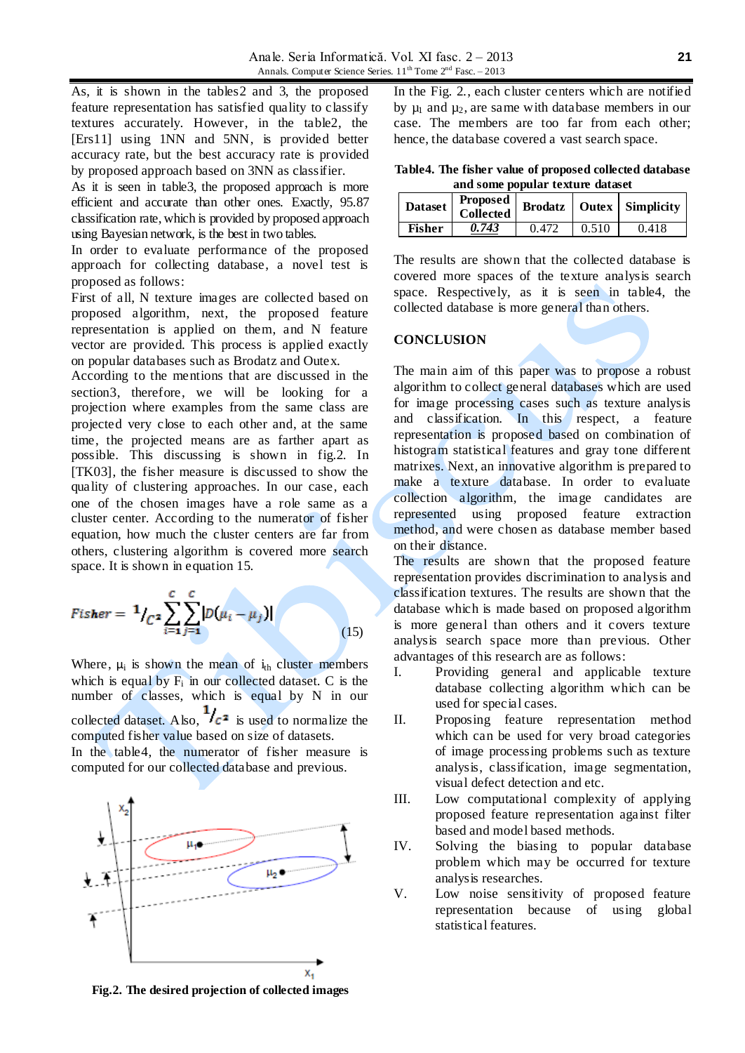As, it is shown in the tables2 and 3, the proposed feature representation has satisfied quality to classify textures accurately. However, in the table2, the [Ers11] using 1NN and 5NN, is provided better accuracy rate, but the best accuracy rate is provided by proposed approach based on 3NN as classifier.

As it is seen in table3, the proposed approach is more efficient and accurate than other ones. Exactly, 95.87 classification rate, which is provided by proposed approach using Bayesian network, is the best in two tables.

In order to evaluate performance of the proposed approach for collecting database, a novel test is proposed as follows:

First of all, N texture images are collected based on proposed algorithm, next, the proposed feature representation is applied on them, and N feature vector are provided. This process is applied exactly on popular databases such as Brodatz and Outex.

According to the mentions that are discussed in the section3, therefore, we will be looking for a projection where examples from the same class are projected very close to each other and, at the same time, the projected means are as farther apart as possible. This discussing is shown in fig.2. In [TK03], the fisher measure is discussed to show the quality of clustering approaches. In our case, each one of the chosen images have a role same as a cluster center. According to the numerator of fisher equation, how much the cluster centers are far from others, clustering algorithm is covered more search space. It is shown in equation 15.

$$Fisher = {}^{1}/_{C^2} \sum_{i=1}^{C} \sum_{j=1}^{C} |D(\mu_i - \mu_j)| \tag{15}$$

Where, $\mu_i$ is shown the mean of $i_{th}$ cluster members which is equal by $F_i$ in our collected dataset. C is the number of classes, which is equal by N in our collected dataset. Also, ${}^{1}/_{C^2}$ is used to normalize the computed fisher value based on size of datasets.

In the table4, the numerator of fisher measure is computed for our collected database and previous.

**Fig.2. The desired projection of collected images**

In the Fig. 2., each cluster centers which are notified by $\mu_1$ and $\mu_2$, are same with database members in our case. The members are too far from each other; hence, the database covered a vast search space.

**Table4. The fisher value of proposed collected database and some popular texture dataset**

| Dataset | Proposed Collected | Brodatz | Outex | Simplicity |
|---|---|---|---|---|
| Fisher | ***0.743*** | 0.472 | 0.510 | 0.418 |

The results are shown that the collected database is covered more spaces of the texture analysis search space. Respectively, as it is seen in table4, the collected database is more general than others.

## CONCLUSION

The main aim of this paper was to propose a robust algorithm to collect general databases which are used for image processing cases such as texture analysis and classification. In this respect, a feature representation is proposed based on combination of histogram statistical features and gray tone different matrixes. Next, an innovative algorithm is prepared to make a texture database. In order to evaluate collection algorithm, the image candidates are represented using proposed feature extraction method, and were chosen as database member based on their distance.

The results are shown that the proposed feature representation provides discrimination to analysis and classification textures. The results are shown that the database which is made based on proposed algorithm is more general than others and it covers texture analysis search space more than previous. Other advantages of this research are as follows:

I. Providing general and applicable texture database collecting algorithm which can be used for special cases.

II. Proposing feature representation method which can be used for very broad categories of image processing problems such as texture analysis, classification, image segmentation, visual defect detection and etc.

III. Low computational complexity of applying proposed feature representation against filter based and model based methods.

IV. Solving the biasing to popular database problem which may be occurred for texture analysis researches.

V. Low noise sensitivity of proposed feature representation because of using global statistical features.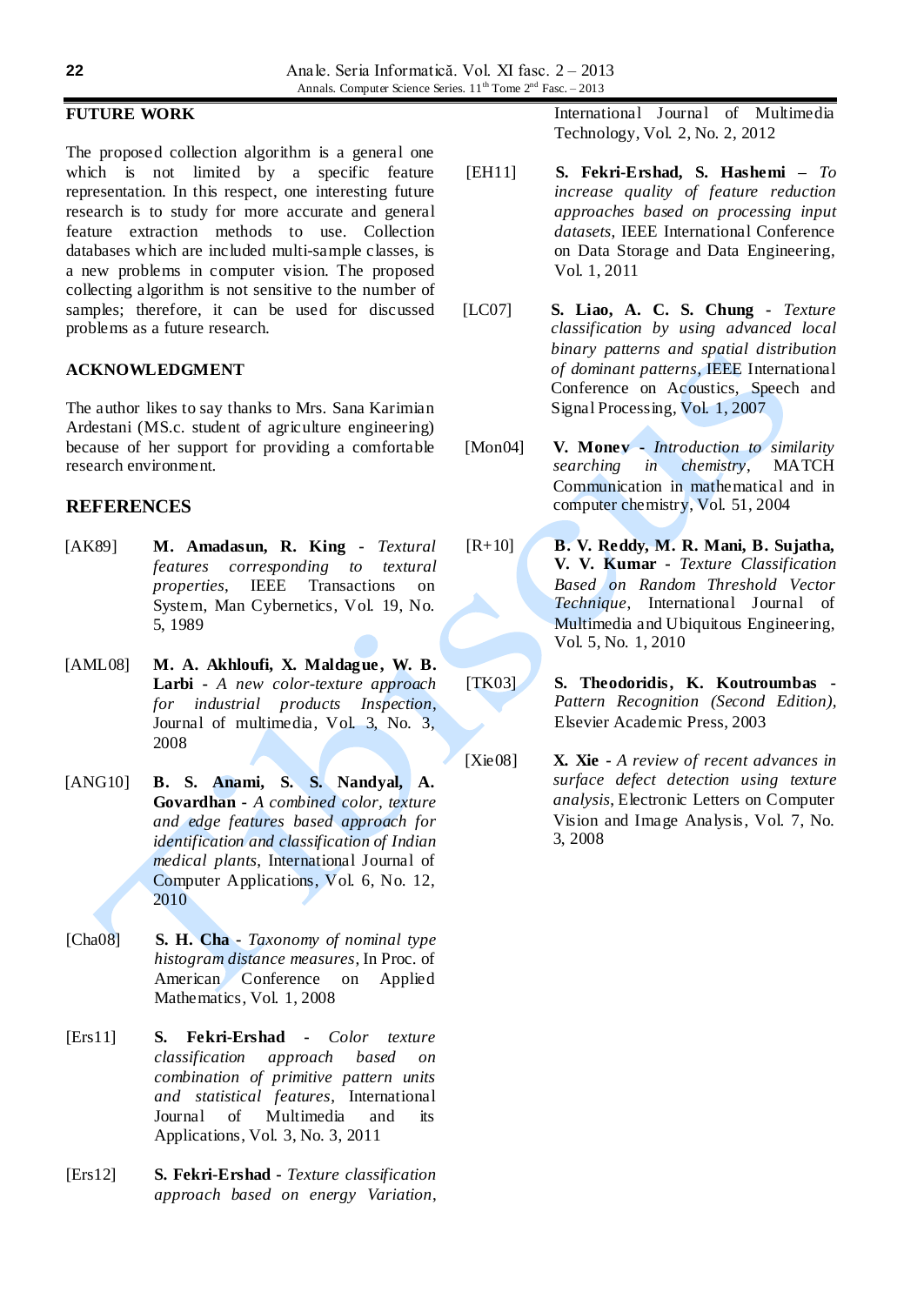## FUTURE WORK

The proposed collection algorithm is a general one which is not limited by a specific feature representation. In this respect, one interesting future research is to study for more accurate and general feature extraction methods to use. Collection databases which are included multi-sample classes, is a new problems in computer vision. The proposed collecting algorithm is not sensitive to the number of samples; therefore, it can be used for discussed problems as a future research.

## ACKNOWLEDGMENT

The author likes to say thanks to Mrs. Sana Karimian Ardestani (MS.c. student of agriculture engineering) because of her support for providing a comfortable research environment.

## REFERENCES

[AK89] **M. Amadasun, R. King** - *Textural features corresponding to textural properties*, IEEE Transactions on System, Man Cybernetics, Vol. 19, No. 5, 1989

[AML08] **M. A. Akhloufi, X. Maldague, W. B. Larbi** - *A new color-texture approach for industrial products Inspection*, Journal of multimedia, Vol. 3, No. 3, 2008

[ANG10] **B. S. Anami, S. S. Nandyal, A. Govardhan** - *A combined color, texture and edge features based approach for identification and classification of Indian medical plants*, International Journal of Computer Applications, Vol. 6, No. 12, 2010

[Cha08] **S. H. Cha** - *Taxonomy of nominal type histogram distance measures*, In Proc. of American Conference on Applied Mathematics, Vol. 1, 2008

[Ers11] **S. Fekri-Ershad** - *Color texture classification approach based on combination of primitive pattern units and statistical features*, International Journal of Multimedia and its Applications, Vol. 3, No. 3, 2011

[Ers12] **S. Fekri-Ershad** - *Texture classification approach based on energy Variation*, International Journal of Multimedia Technology, Vol. 2, No. 2, 2012

[EH11] **S. Fekri-Ershad, S. Hashemi** – *To increase quality of feature reduction approaches based on processing input datasets*, IEEE International Conference on Data Storage and Data Engineering, Vol. 1, 2011

[LC07] **S. Liao, A. C. S. Chung** - *Texture classification by using advanced local binary patterns and spatial distribution of dominant patterns*, IEEE International Conference on Acoustics, Speech and Signal Processing, Vol. 1, 2007

[Mon04] **V. Monev** - *Introduction to similarity searching in chemistry*, MATCH Communication in mathematical and in computer chemistry, Vol. 51, 2004

[R+10] **B. V. Reddy, M. R. Mani, B. Sujatha, V. V. Kumar** - *Texture Classification Based on Random Threshold Vector Technique*, International Journal of Multimedia and Ubiquitous Engineering, Vol. 5, No. 1, 2010

[TK03] **S. Theodoridis, K. Koutroumbas** - *Pattern Recognition (Second Edition)*, Elsevier Academic Press, 2003

[Xie08] **X. Xie** - *A review of recent advances in surface defect detection using texture analysis*, Electronic Letters on Computer Vision and Image Analysis, Vol. 7, No. 3, 2008